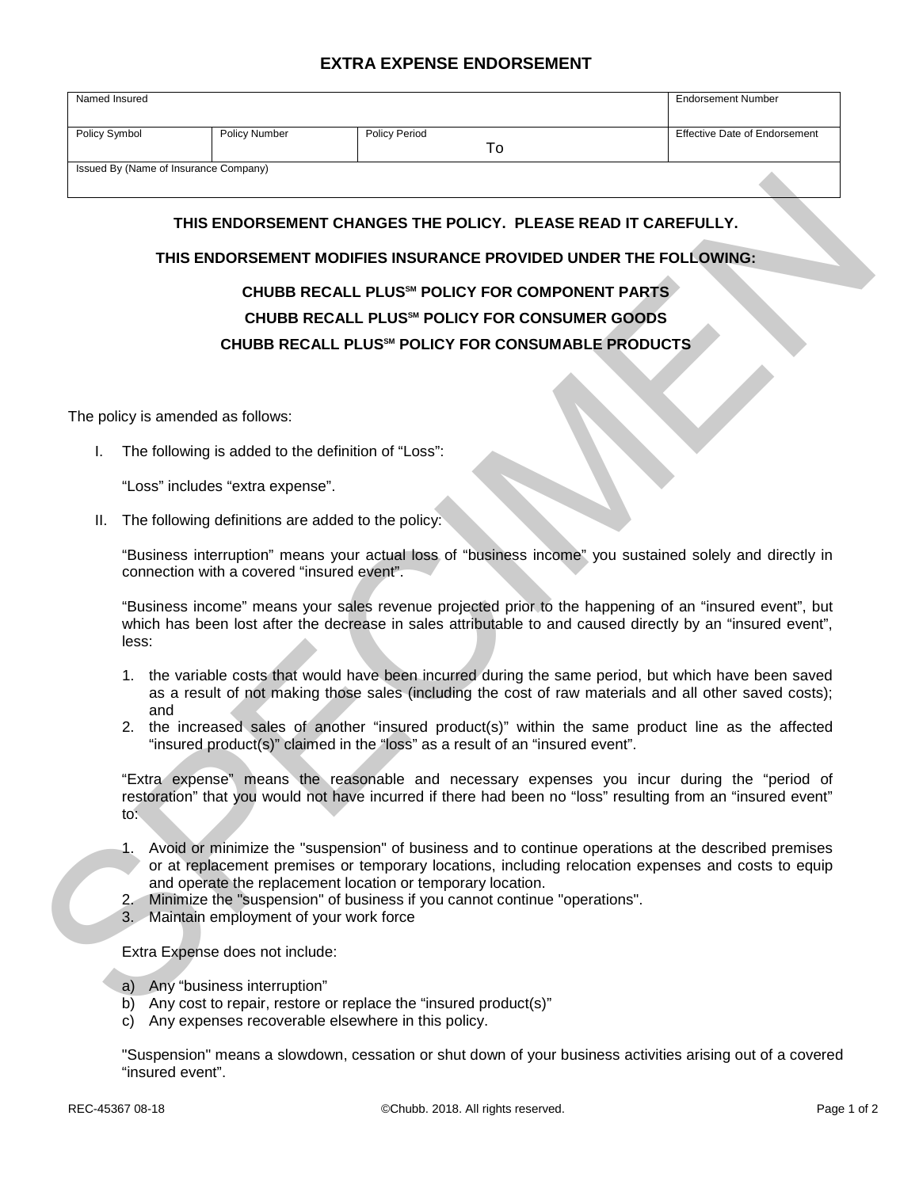# EXTRA EXPENSE ENDORSEMENT

| Named Insured | | | Endorsement Number |
|---|---|---|---|
| Policy Symbol | Policy Number | Policy Period<br>To | Effective Date of Endorsement |
| Issued By (Name of Insurance Company) | | | |

**THIS ENDORSEMENT CHANGES THE POLICY. PLEASE READ IT CAREFULLY.**

**THIS ENDORSEMENT MODIFIES INSURANCE PROVIDED UNDER THE FOLLOWING:**

**CHUBB RECALL PLUS℠ POLICY FOR COMPONENT PARTS**

**CHUBB RECALL PLUS℠ POLICY FOR CONSUMER GOODS**

**CHUBB RECALL PLUS℠ POLICY FOR CONSUMABLE PRODUCTS**

The policy is amended as follows:

I. The following is added to the definition of "Loss":

   "Loss" includes "extra expense".

II. The following definitions are added to the policy:

   "Business interruption" means your actual loss of "business income" you sustained solely and directly in connection with a covered "insured event".

   "Business income" means your sales revenue projected prior to the happening of an "insured event", but which has been lost after the decrease in sales attributable to and caused directly by an "insured event", less:

   1. the variable costs that would have been incurred during the same period, but which have been saved as a result of not making those sales (including the cost of raw materials and all other saved costs); and
   2. the increased sales of another "insured product(s)" within the same product line as the affected "insured product(s)" claimed in the "loss" as a result of an "insured event".

   "Extra expense" means the reasonable and necessary expenses you incur during the "period of restoration" that you would not have incurred if there had been no "loss" resulting from an "insured event" to:

   1. Avoid or minimize the "suspension" of business and to continue operations at the described premises or at replacement premises or temporary locations, including relocation expenses and costs to equip and operate the replacement location or temporary location.
   2. Minimize the "suspension" of business if you cannot continue "operations".
   3. Maintain employment of your work force

   Extra Expense does not include:

   a) Any "business interruption"
   b) Any cost to repair, restore or replace the "insured product(s)"
   c) Any expenses recoverable elsewhere in this policy.

   "Suspension" means a slowdown, cessation or shut down of your business activities arising out of a covered "insured event".

REC-45367 08-18 ©Chubb. 2018. All rights reserved.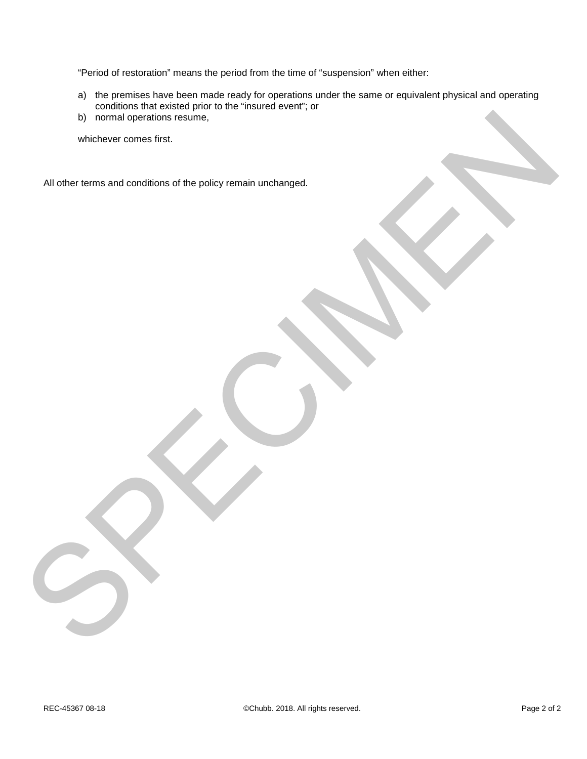“Period of restoration” means the period from the time of “suspension” when either:

a) the premises have been made ready for operations under the same or equivalent physical and operating conditions that existed prior to the “insured event”; or
b) normal operations resume,

whichever comes first.

All other terms and conditions of the policy remain unchanged.